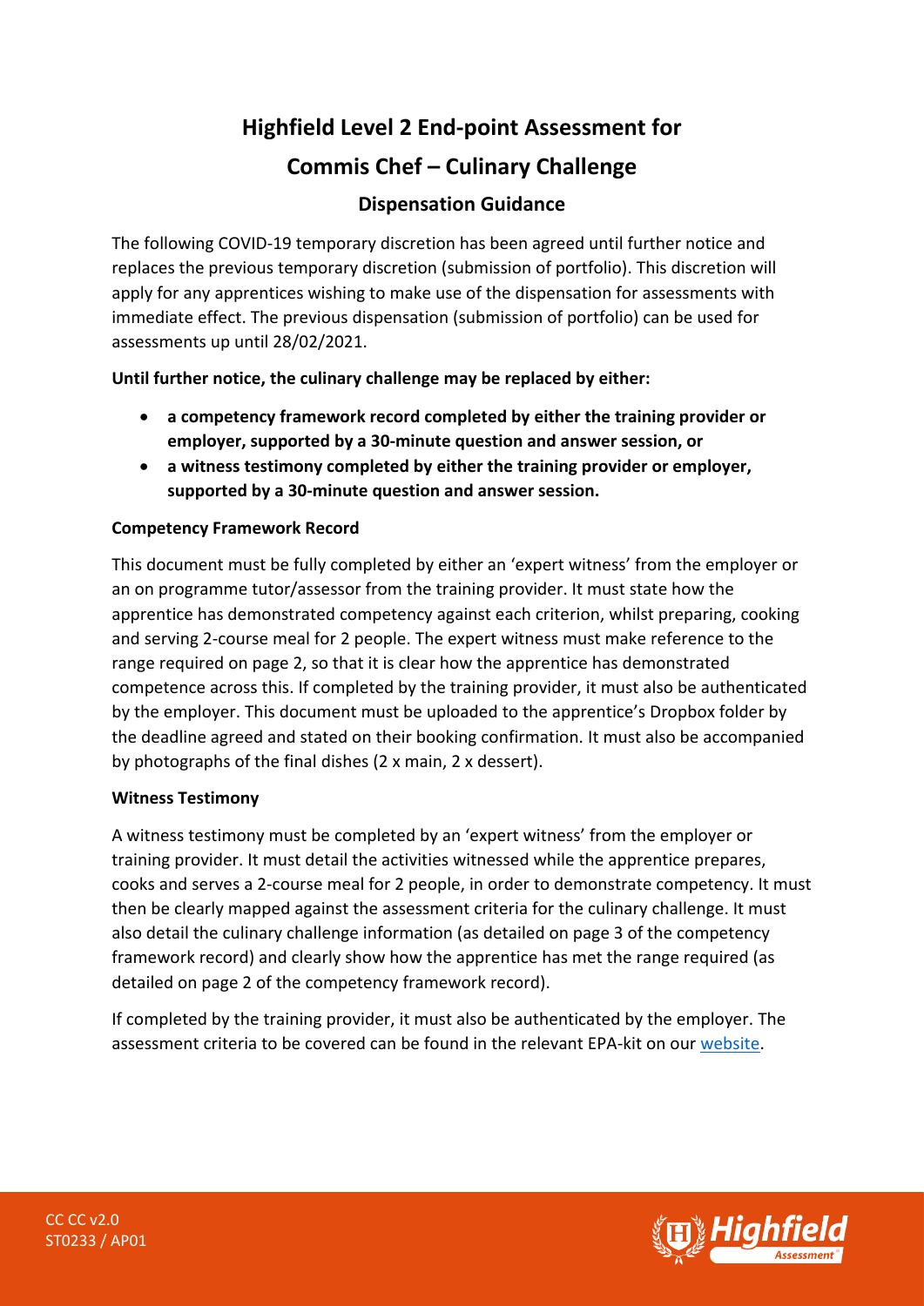# Highfield Level 2 End-point Assessment for Commis Chef – Culinary Challenge

## Dispensation Guidance

The following COVID-19 temporary discretion has been agreed until further notice and replaces the previous temporary discretion (submission of portfolio). This discretion will apply for any apprentices wishing to make use of the dispensation for assessments with immediate effect. The previous dispensation (submission of portfolio) can be used for assessments up until 28/02/2021.

**Until further notice, the culinary challenge may be replaced by either:**

- **a competency framework record completed by either the training provider or employer, supported by a 30-minute question and answer session, or**
- **a witness testimony completed by either the training provider or employer, supported by a 30-minute question and answer session.**

**Competency Framework Record**

This document must be fully completed by either an 'expert witness' from the employer or an on programme tutor/assessor from the training provider. It must state how the apprentice has demonstrated competency against each criterion, whilst preparing, cooking and serving 2-course meal for 2 people. The expert witness must make reference to the range required on page 2, so that it is clear how the apprentice has demonstrated competence across this. If completed by the training provider, it must also be authenticated by the employer. This document must be uploaded to the apprentice's Dropbox folder by the deadline agreed and stated on their booking confirmation. It must also be accompanied by photographs of the final dishes (2 x main, 2 x dessert).

**Witness Testimony**

A witness testimony must be completed by an 'expert witness' from the employer or training provider. It must detail the activities witnessed while the apprentice prepares, cooks and serves a 2-course meal for 2 people, in order to demonstrate competency. It must then be clearly mapped against the assessment criteria for the culinary challenge. It must also detail the culinary challenge information (as detailed on page 3 of the competency framework record) and clearly show how the apprentice has met the range required (as detailed on page 2 of the competency framework record).

If completed by the training provider, it must also be authenticated by the employer. The assessment criteria to be covered can be found in the relevant EPA-kit on our website.

CC CC v2.0
ST0233 / AP01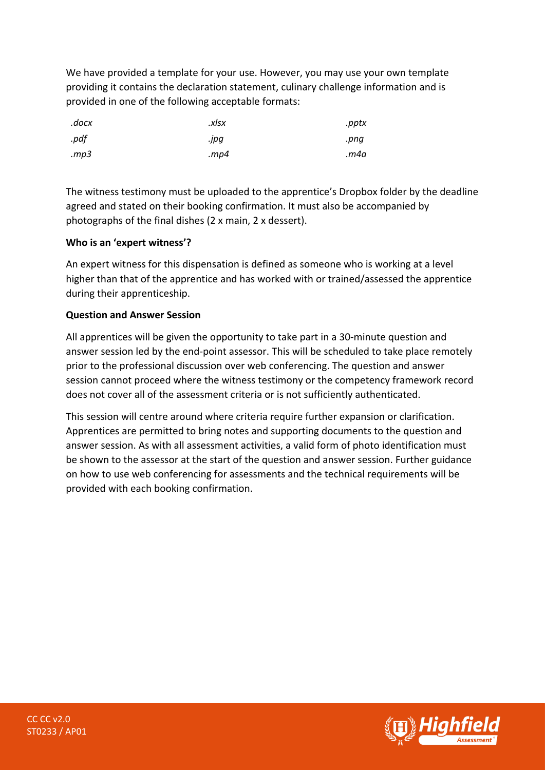We have provided a template for your use. However, you may use your own template providing it contains the declaration statement, culinary challenge information and is provided in one of the following acceptable formats:

| | | |
|---|---|---|
| *.docx* | *.xlsx* | *.pptx* |
| *.pdf* | *.jpg* | *.png* |
| *.mp3* | *.mp4* | *.m4a* |

The witness testimony must be uploaded to the apprentice's Dropbox folder by the deadline agreed and stated on their booking confirmation. It must also be accompanied by photographs of the final dishes (2 x main, 2 x dessert).

**Who is an 'expert witness'?**

An expert witness for this dispensation is defined as someone who is working at a level higher than that of the apprentice and has worked with or trained/assessed the apprentice during their apprenticeship.

**Question and Answer Session**

All apprentices will be given the opportunity to take part in a 30-minute question and answer session led by the end-point assessor. This will be scheduled to take place remotely prior to the professional discussion over web conferencing. The question and answer session cannot proceed where the witness testimony or the competency framework record does not cover all of the assessment criteria or is not sufficiently authenticated.

This session will centre around where criteria require further expansion or clarification. Apprentices are permitted to bring notes and supporting documents to the question and answer session. As with all assessment activities, a valid form of photo identification must be shown to the assessor at the start of the question and answer session. Further guidance on how to use web conferencing for assessments and the technical requirements will be provided with each booking confirmation.